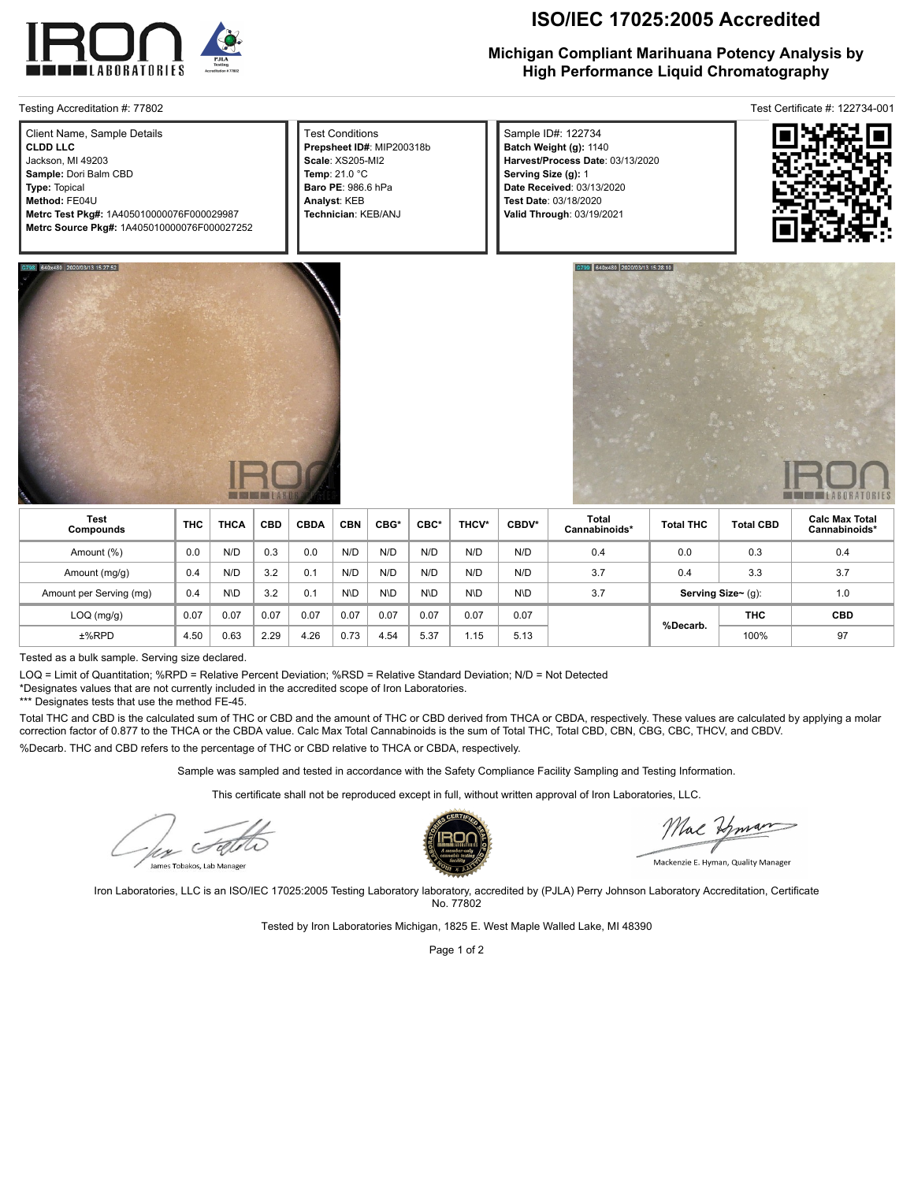# ISO/IEC 17025:2005 Accredited

## Michigan Compliant Marihuana Potency Analysis by High Performance Liquid Chromatography

Testing Accreditation #: 77802

Test Certificate #: 122734-001

| Client Name, Sample Details | Test Conditions | Sample ID#: 122734 |
|---|---|---|
| **CLDD LLC** | **Prepsheet ID#**: MIP200318b | **Batch Weight (g):** 1140 |
| Jackson, MI 49203 | **Scale**: XS205-MI2 | **Harvest/Process Date**: 03/13/2020 |
| **Sample:** Dori Balm CBD | **Temp**: 21.0 °C | **Serving Size (g):** 1 |
| **Type:** Topical | **Baro PE**: 986.6 hPa | **Date Received**: 03/13/2020 |
| **Method:** FE04U | **Analyst**: KEB | **Test Date**: 03/18/2020 |
| **Metrc Test Pkg#:** 1A405010000076F000029987 | **Technician**: KEB/ANJ | **Valid Through**: 03/19/2021 |
| **Metrc Source Pkg#:** 1A405010000076F000027252 | | |

| Test Compounds | THC | THCA | CBD | CBDA | CBN | CBG* | CBC* | THCV* | CBDV* | Total Cannabinoids* | Total THC | Total CBD | Calc Max Total Cannabinoids* |
|---|---|---|---|---|---|---|---|---|---|---|---|---|---|
| Amount (%) | 0.0 | N/D | 0.3 | 0.0 | N/D | N/D | N/D | N/D | N/D | 0.4 | 0.0 | 0.3 | 0.4 |
| Amount (mg/g) | 0.4 | N/D | 3.2 | 0.1 | N/D | N/D | N/D | N/D | N/D | 3.7 | 0.4 | 3.3 | 3.7 |
| Amount per Serving (mg) | 0.4 | N\D | 3.2 | 0.1 | N\D | N\D | N\D | N\D | N\D | 3.7 | Serving Size~ (g): | | 1.0 |
| LOQ (mg/g) | 0.07 | 0.07 | 0.07 | 0.07 | 0.07 | 0.07 | 0.07 | 0.07 | 0.07 | | %Decarb. | THC | CBD |
| ±%RPD | 4.50 | 0.63 | 2.29 | 4.26 | 0.73 | 4.54 | 5.37 | 1.15 | 5.13 | | | 100% | 97 |

Tested as a bulk sample. Serving size declared.

LOQ = Limit of Quantitation; %RPD = Relative Percent Deviation; %RSD = Relative Standard Deviation; N/D = Not Detected

*Designates values that are not currently included in the accredited scope of Iron Laboratories.

*** Designates tests that use the method FE-45.

Total THC and CBD is the calculated sum of THC or CBD and the amount of THC or CBD derived from THCA or CBDA, respectively. These values are calculated by applying a molar correction factor of 0.877 to the THCA or the CBDA value. Calc Max Total Cannabinoids is the sum of Total THC, Total CBD, CBN, CBG, CBC, THCV, and CBDV.

%Decarb. THC and CBD refers to the percentage of THC or CBD relative to THCA or CBDA, respectively.

Sample was sampled and tested in accordance with the Safety Compliance Facility Sampling and Testing Information.

This certificate shall not be reproduced except in full, without written approval of Iron Laboratories, LLC.

James Tobakos, Lab Manager

Mackenzie E. Hyman, Quality Manager

Iron Laboratories, LLC is an ISO/IEC 17025:2005 Testing Laboratory laboratory, accredited by (PJLA) Perry Johnson Laboratory Accreditation, Certificate No. 77802

Tested by Iron Laboratories Michigan, 1825 E. West Maple Walled Lake, MI 48390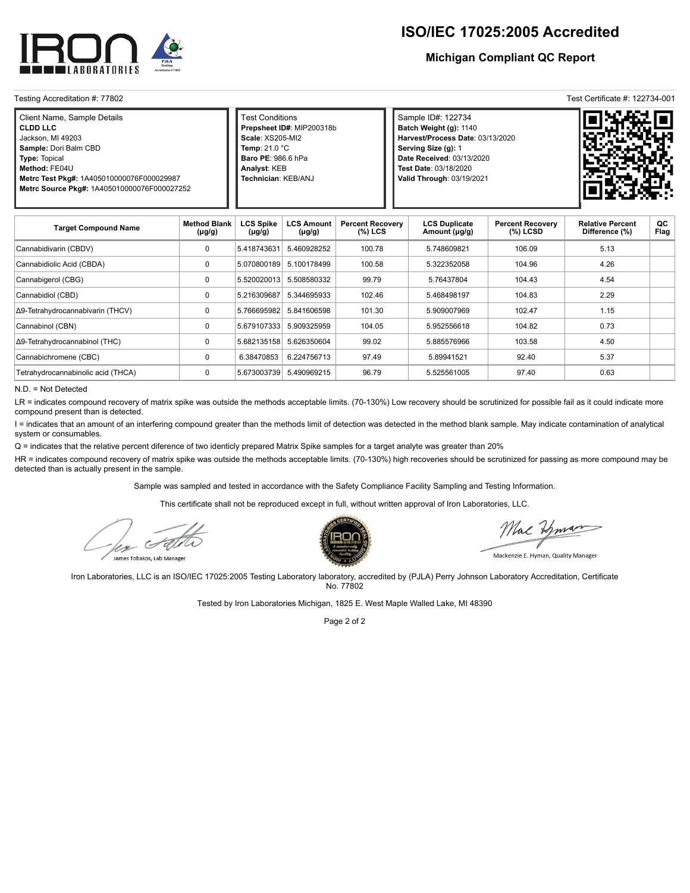# ISO/IEC 17025:2005 Accredited

## Michigan Compliant QC Report

Testing Accreditation #: 77802

Test Certificate #: 122734-001

Client Name, Sample Details
**CLDD LLC**
Jackson, MI 49203
**Sample:** Dori Balm CBD
**Type:** Topical
**Method:** FE04U
**Metrc Test Pkg#:** 1A405010000076F000029987
**Metrc Source Pkg#:** 1A405010000076F000027252

Test Conditions
**Prepsheet ID#**: MIP200318b
**Scale**: XS205-MI2
**Temp**: 21.0 °C
**Baro PE**: 986.6 hPa
**Analyst**: KEB
**Technician**: KEB/ANJ

Sample ID#: 122734
**Batch Weight (g):** 1140
**Harvest/Process Date**: 03/13/2020
**Serving Size (g):** 1
**Date Received**: 03/13/2020
**Test Date**: 03/18/2020
**Valid Through**: 03/19/2021

| Target Compound Name | Method Blank (µg/g) | LCS Spike (µg/g) | LCS Amount (µg/g) | Percent Recovery (%) LCS | LCS Duplicate Amount (µg/g) | Percent Recovery (%) LCSD | Relative Percent Difference (%) | QC Flag |
|---|---|---|---|---|---|---|---|---|
| Cannabidivarin (CBDV) | 0 | 5.418743631 | 5.460928252 | 100.78 | 5.748609821 | 106.09 | 5.13 | |
| Cannabidiolic Acid (CBDA) | 0 | 5.070800189 | 5.100178499 | 100.58 | 5.322352058 | 104.96 | 4.26 | |
| Cannabigerol (CBG) | 0 | 5.520020013 | 5.508580332 | 99.79 | 5.76437804 | 104.43 | 4.54 | |
| Cannabidiol (CBD) | 0 | 5.216309687 | 5.344695933 | 102.46 | 5.468498197 | 104.83 | 2.29 | |
| Δ9-Tetrahydrocannabivarin (THCV) | 0 | 5.766695982 | 5.841606598 | 101.30 | 5.909007969 | 102.47 | 1.15 | |
| Cannabinol (CBN) | 0 | 5.679107333 | 5.909325959 | 104.05 | 5.952556618 | 104.82 | 0.73 | |
| Δ9-Tetrahydrocannabinol (THC) | 0 | 5.682135158 | 5.626350604 | 99.02 | 5.885576966 | 103.58 | 4.50 | |
| Cannabichromene (CBC) | 0 | 6.38470853 | 6.224756713 | 97.49 | 5.89941521 | 92.40 | 5.37 | |
| Tetrahydrocannabinolic acid (THCA) | 0 | 5.673003739 | 5.490969215 | 96.79 | 5.525561005 | 97.40 | 0.63 | |

N.D. = Not Detected

LR = indicates compound recovery of matrix spike was outside the methods acceptable limits. (70-130%) Low recovery should be scrutinized for possible fail as it could indicate more compound present than is detected.

I = indicates that an amount of an interfering compound greater than the methods limit of detection was detected in the method blank sample. May indicate contamination of analytical system or consumables.

Q = indicates that the relative percent diference of two identicly prepared Matrix Spike samples for a target analyte was greater than 20%

HR = indicates compound recovery of matrix spike was outside the methods acceptable limits. (70-130%) high recoveries should be scrutinized for passing as more compound may be detected than is actually present in the sample.

Sample was sampled and tested in accordance with the Safety Compliance Facility Sampling and Testing Information.

This certificate shall not be reproduced except in full, without written approval of Iron Laboratories, LLC.

James Tobakos, Lab Manager

Mackenzie E. Hyman, Quality Manager

Iron Laboratories, LLC is an ISO/IEC 17025:2005 Testing Laboratory laboratory, accredited by (PJLA) Perry Johnson Laboratory Accreditation, Certificate No. 77802

Tested by Iron Laboratories Michigan, 1825 E. West Maple Walled Lake, MI 48390